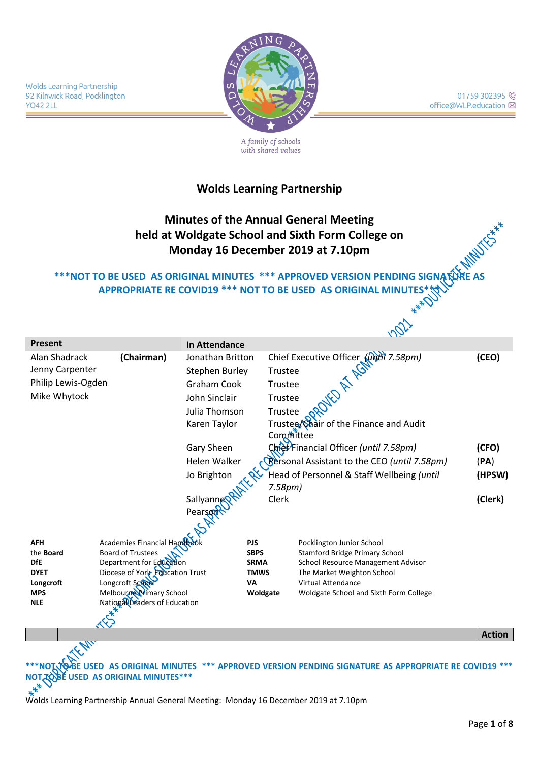Wolds Learning Partnership
92 Kilnwick Road, Pocklington
YO42 2LL

01759 302395
office@WLP.education

A family of schools with shared values

# Wolds Learning Partnership

## Minutes of the Annual General Meeting held at Woldgate School and Sixth Form College on Monday 16 December 2019 at 7.10pm

**\*\*\*NOT TO BE USED AS ORIGINAL MINUTES \*\*\* APPROVED VERSION PENDING SIGNATURE AS APPROPRIATE RE COVID19 \*\*\* NOT TO BE USED AS ORIGINAL MINUTES\*\*\***

***DUPLICATE MINUTES*** PENDING SIGNATURE AS APPROPRIATE RE COVID19 ***APPROVED AT AGM 2021 ***DUPLICATE MINUTES***

| Present | | In Attendance | | |
|---|---|---|---|---|
| Alan Shadrack | (Chairman) | Jonathan Britton | Chief Executive Officer *(until 7.58pm)* | (CEO) |
| Jenny Carpenter | | Stephen Burley | Trustee | |
| Philip Lewis-Ogden | | Graham Cook | Trustee | |
| Mike Whytock | | John Sinclair | Trustee | |
| | | Julia Thomson | Trustee | |
| | | Karen Taylor | Trustee/Chair of the Finance and Audit Committee | |
| | | Gary Sheen | Chief Financial Officer *(until 7.58pm)* | (CFO) |
| | | Helen Walker | Personal Assistant to the CEO *(until 7.58pm)* | (PA) |
| | | Jo Brighton | Head of Personnel & Staff Wellbeing *(until 7.58pm)* | (HPSW) |
| | | Sallyanne Pearson | Clerk | (Clerk) |

| | | | |
|---|---|---|---|
| **AFH** | Academies Financial Handbook | **PJS** | Pocklington Junior School |
| **the Board** | Board of Trustees | **SBPS** | Stamford Bridge Primary School |
| **DfE** | Department for Education | **SRMA** | School Resource Management Advisor |
| **DYET** | Diocese of York Education Trust | **TMWS** | The Market Weighton School |
| **Longcroft** | Longcroft School | **VA** | Virtual Attendance |
| **MPS** | Melbourne Primary School | **Woldgate** | Woldgate School and Sixth Form College |
| **NLE** | National Leaders of Education | | |

| | | Action |
|---|---|---|

**\*\*\*NOT TO BE USED AS ORIGINAL MINUTES \*\*\* APPROVED VERSION PENDING SIGNATURE AS APPROPRIATE RE COVID19 \*\*\* NOT TO BE USED AS ORIGINAL MINUTES\*\*\***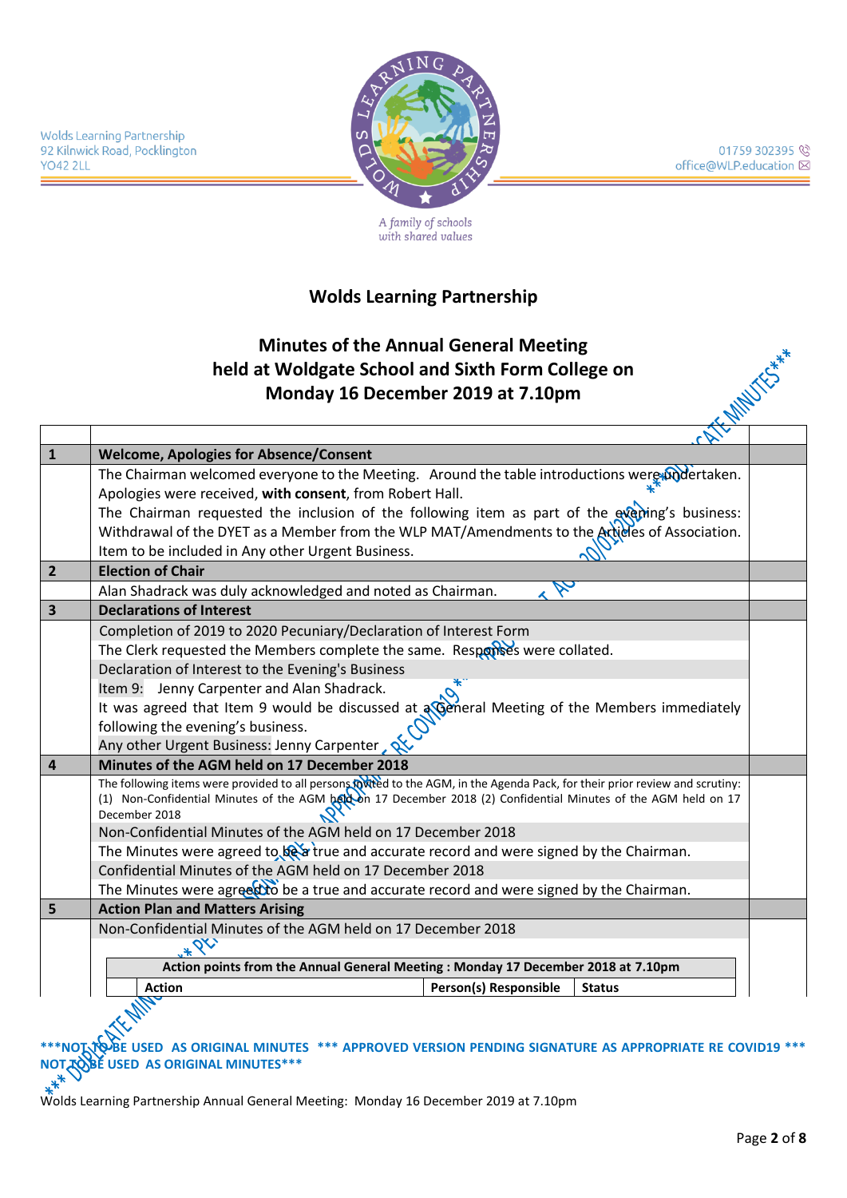Wolds Learning Partnership
92 Kilnwick Road, Pocklington
YO42 2LL

01759 302395
office@WLP.education

*A family of schools with shared values*

## Wolds Learning Partnership

## Minutes of the Annual General Meeting held at Woldgate School and Sixth Form College on Monday 16 December 2019 at 7.10pm

| | | |
|---|---|---|
| **1** | **Welcome, Apologies for Absence/Consent** | |
| | The Chairman welcomed everyone to the Meeting. Around the table introductions were undertaken. Apologies were received, **with consent**, from Robert Hall. The Chairman requested the inclusion of the following item as part of the evening's business: Withdrawal of the DYET as a Member from the WLP MAT/Amendments to the Articles of Association. Item to be included in Any other Urgent Business. | |
| **2** | **Election of Chair** | |
| | Alan Shadrack was duly acknowledged and noted as Chairman. | |
| **3** | **Declarations of Interest** | |
| | Completion of 2019 to 2020 Pecuniary/Declaration of Interest Form | |
| | The Clerk requested the Members complete the same. Responses were collated. | |
| | Declaration of Interest to the Evening's Business | |
| | Item 9: Jenny Carpenter and Alan Shadrack. It was agreed that Item 9 would be discussed at a General Meeting of the Members immediately following the evening's business. | |
| | Any other Urgent Business: Jenny Carpenter | |
| **4** | **Minutes of the AGM held on 17 December 2018** | |
| | The following items were provided to all persons invited to the AGM, in the Agenda Pack, for their prior review and scrutiny: (1) Non-Confidential Minutes of the AGM held on 17 December 2018 (2) Confidential Minutes of the AGM held on 17 December 2018 | |
| | Non-Confidential Minutes of the AGM held on 17 December 2018 | |
| | The Minutes were agreed to be a true and accurate record and were signed by the Chairman. | |
| | Confidential Minutes of the AGM held on 17 December 2018 | |
| | The Minutes were agreed to be a true and accurate record and were signed by the Chairman. | |
| **5** | **Action Plan and Matters Arising** | |
| | Non-Confidential Minutes of the AGM held on 17 December 2018 | |

| Action points from the Annual General Meeting : Monday 17 December 2018 at 7.10pm | | | |
|---|---|---|---|
| | **Action** | **Person(s) Responsible** | **Status** |

***NOT TO BE USED AS ORIGINAL MINUTES *** APPROVED VERSION PENDING SIGNATURE AS APPROPRIATE RE COVID19 *** NOT TO BE USED AS ORIGINAL MINUTES***

***DUPLICATE MINUTES*** 20/01/2021 APPROVED VERSION PENDING SIGNATURE AS APPROPRIATE RE COVID19 ***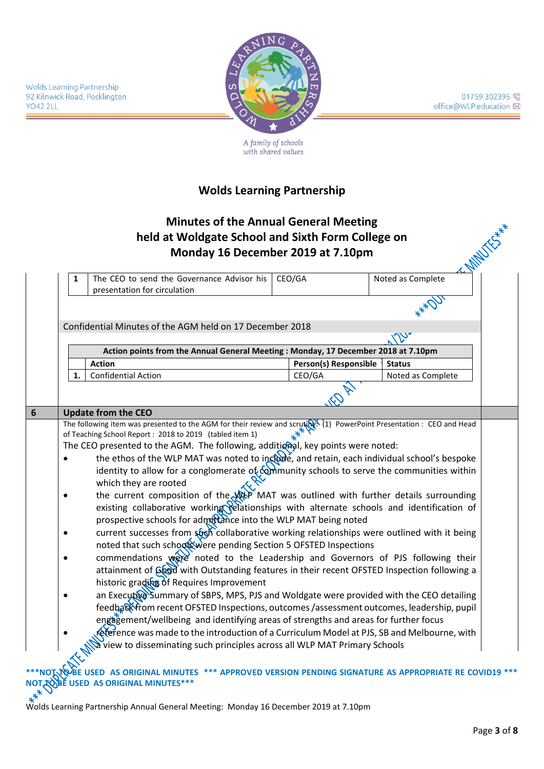# Wolds Learning Partnership

## Minutes of the Annual General Meeting held at Woldgate School and Sixth Form College on Monday 16 December 2019 at 7.10pm

| | | | |
|---|---|---|---|
| 1 | The CEO to send the Governance Advisor his presentation for circulation | CEO/GA | Noted as Complete |

Confidential Minutes of the AGM held on 17 December 2018

| Action points from the Annual General Meeting : Monday, 17 December 2018 at 7.10pm | | | |
|---|---|---|---|
| | **Action** | **Person(s) Responsible** | **Status** |
| **1.** | Confidential Action | CEO/GA | Noted as Complete |

| | |
|---|---|
| **6** | **Update from the CEO** |

The following item was presented to the AGM for their review and scrutiny: (1) PowerPoint Presentation : CEO and Head of Teaching School Report : 2018 to 2019 (tabled item 1)

The CEO presented to the AGM. The following, additional, key points were noted:

- the ethos of the WLP MAT was noted to include, and retain, each individual school's bespoke identity to allow for a conglomerate of community schools to serve the communities within which they are rooted
- the current composition of the WLP MAT was outlined with further details surrounding existing collaborative working relationships with alternate schools and identification of prospective schools for admittance into the WLP MAT being noted
- current successes from such collaborative working relationships were outlined with it being noted that such schools were pending Section 5 OFSTED Inspections
- commendations were noted to the Leadership and Governors of PJS following their attainment of Good with Outstanding features in their recent OFSTED Inspection following a historic grading of Requires Improvement
- an Executive Summary of SBPS, MPS, PJS and Woldgate were provided with the CEO detailing feedback from recent OFSTED Inspections, outcomes /assessment outcomes, leadership, pupil engagement/wellbeing and identifying areas of strengths and areas for further focus
- reference was made to the introduction of a Curriculum Model at PJS, SB and Melbourne, with a view to disseminating such principles across all WLP MAT Primary Schools

***NOT TO BE USED AS ORIGINAL MINUTES *** APPROVED VERSION PENDING SIGNATURE AS APPROPRIATE RE COVID19 *** NOT TO BE USED AS ORIGINAL MINUTES***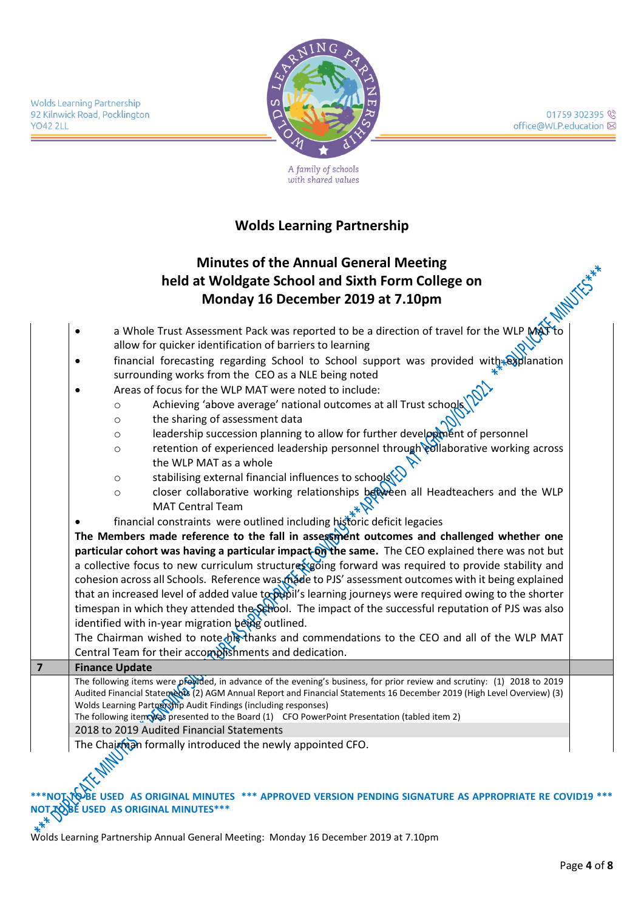Wolds Learning Partnership
92 Kilnwick Road, Pocklington
YO42 2LL

01759 302395
office@WLP.education

*A family of schools with shared values*

## Wolds Learning Partnership

### Minutes of the Annual General Meeting held at Woldgate School and Sixth Form College on Monday 16 December 2019 at 7.10pm

- a Whole Trust Assessment Pack was reported to be a direction of travel for the WLP MAT to allow for quicker identification of barriers to learning
- financial forecasting regarding School to School support was provided with explanation surrounding works from the CEO as a NLE being noted
- Areas of focus for the WLP MAT were noted to include:
  - Achieving 'above average' national outcomes at all Trust schools
  - the sharing of assessment data
  - leadership succession planning to allow for further development of personnel
  - retention of experienced leadership personnel through collaborative working across the WLP MAT as a whole
  - stabilising external financial influences to schools
  - closer collaborative working relationships between all Headteachers and the WLP MAT Central Team
- financial constraints were outlined including historic deficit legacies

**The Members made reference to the fall in assessment outcomes and challenged whether one particular cohort was having a particular impact on the same.** The CEO explained there was not but a collective focus to new curriculum structures going forward was required to provide stability and cohesion across all Schools. Reference was made to PJS' assessment outcomes with it being explained that an increased level of added value to pupil's learning journeys were required owing to the shorter timespan in which they attended the School. The impact of the successful reputation of PJS was also identified with in-year migration being outlined.

The Chairman wished to note his thanks and commendations to the CEO and all of the WLP MAT Central Team for their accomplishments and dedication.

| 7 | **Finance Update** |
|---|---|
| | The following items were provided, in advance of the evening's business, for prior review and scrutiny: (1) 2018 to 2019 Audited Financial Statements (2) AGM Annual Report and Financial Statements 16 December 2019 (High Level Overview) (3) Wolds Learning Partnership Audit Findings (including responses) The following item was presented to the Board (1) CFO PowerPoint Presentation (tabled item 2) |
| | 2018 to 2019 Audited Financial Statements |
| | The Chairman formally introduced the newly appointed CFO. |

***NOT TO BE USED AS ORIGINAL MINUTES *** APPROVED VERSION PENDING SIGNATURE AS APPROPRIATE RE COVID19 *** NOT TO BE USED AS ORIGINAL MINUTES***

Wolds Learning Partnership Annual General Meeting: Monday 16 December 2019 at 7.10pm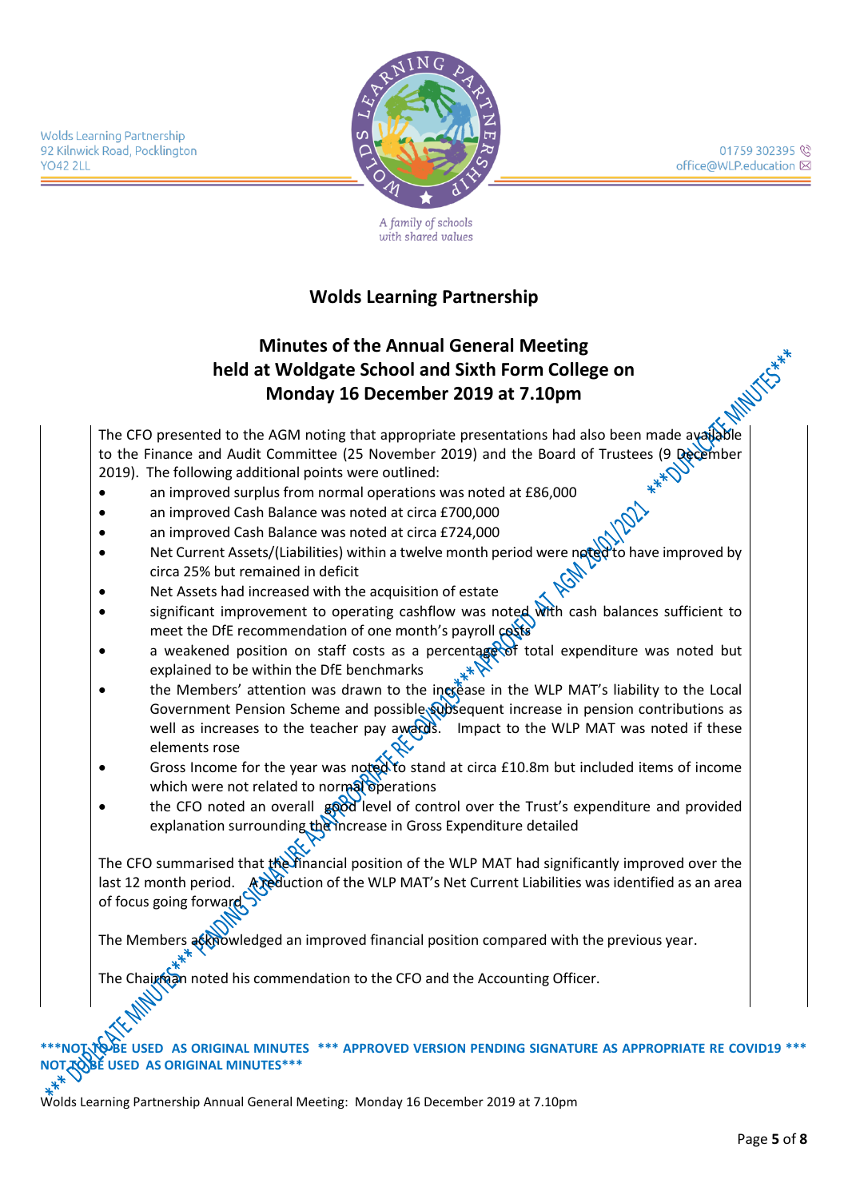Wolds Learning Partnership
92 Kilnwick Road, Pocklington
YO42 2LL

01759 302395
office@WLP.education

*A family of schools with shared values*

## Wolds Learning Partnership

## Minutes of the Annual General Meeting held at Woldgate School and Sixth Form College on Monday 16 December 2019 at 7.10pm

***DUPLICATE MINUTES*** APPROVED AT AGM 20/01/2021 ***APPROVED COVID19***PENDING SIGNATURE AS APPROPRIATE RE COVID19*** DUPLICATE MINUTES***

The CFO presented to the AGM noting that appropriate presentations had also been made available to the Finance and Audit Committee (25 November 2019) and the Board of Trustees (9 December 2019). The following additional points were outlined:

- an improved surplus from normal operations was noted at £86,000
- an improved Cash Balance was noted at circa £700,000
- an improved Cash Balance was noted at circa £724,000
- Net Current Assets/(Liabilities) within a twelve month period were noted to have improved by circa 25% but remained in deficit
- Net Assets had increased with the acquisition of estate
- significant improvement to operating cashflow was noted with cash balances sufficient to meet the DfE recommendation of one month's payroll costs
- a weakened position on staff costs as a percentage of total expenditure was noted but explained to be within the DfE benchmarks
- the Members' attention was drawn to the increase in the WLP MAT's liability to the Local Government Pension Scheme and possible subsequent increase in pension contributions as well as increases to the teacher pay awards. Impact to the WLP MAT was noted if these elements rose
- Gross Income for the year was noted to stand at circa £10.8m but included items of income which were not related to normal operations
- the CFO noted an overall ~~good~~ level of control over the Trust's expenditure and provided explanation surrounding the increase in Gross Expenditure detailed

The CFO summarised that the financial position of the WLP MAT had significantly improved over the last 12 month period. A reduction of the WLP MAT's Net Current Liabilities was identified as an area of focus going forward.

The Members acknowledged an improved financial position compared with the previous year.

The Chairman noted his commendation to the CFO and the Accounting Officer.

**\*\*\*NOT TO BE USED AS ORIGINAL MINUTES \*\*\* APPROVED VERSION PENDING SIGNATURE AS APPROPRIATE RE COVID19 \*\*\* NOT TO BE USED AS ORIGINAL MINUTES\*\*\***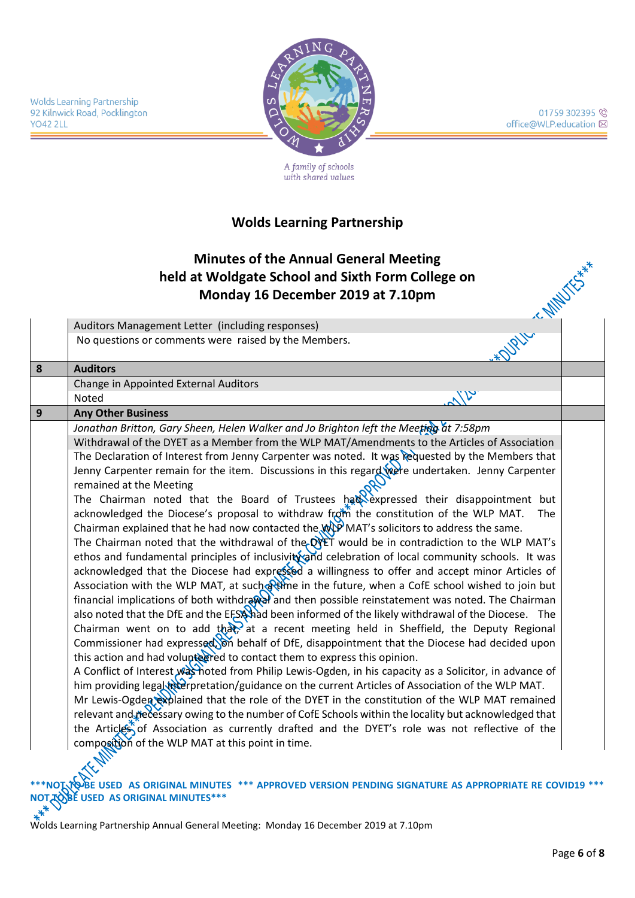# Wolds Learning Partnership

## Minutes of the Annual General Meeting held at Woldgate School and Sixth Form College on Monday 16 December 2019 at 7.10pm

| | | |
|---|---|---|
| | Auditors Management Letter (including responses) | |
| | No questions or comments were raised by the Members. | |
| **8** | **Auditors** | |
| | Change in Appointed External Auditors | |
| | Noted | |
| **9** | **Any Other Business** | |
| | *Jonathan Britton, Gary Sheen, Helen Walker and Jo Brighton left the Meeting at 7:58pm* | |
| | Withdrawal of the DYET as a Member from the WLP MAT/Amendments to the Articles of Association | |
| | The Declaration of Interest from Jenny Carpenter was noted. It was requested by the Members that Jenny Carpenter remain for the item. Discussions in this regard were undertaken. Jenny Carpenter remained at the Meeting<br>The Chairman noted that the Board of Trustees had expressed their disappointment but acknowledged the Diocese's proposal to withdraw from the constitution of the WLP MAT. The Chairman explained that he had now contacted the WLP MAT's solicitors to address the same.<br>The Chairman noted that the withdrawal of the DYET would be in contradiction to the WLP MAT's ethos and fundamental principles of inclusivity and celebration of local community schools. It was acknowledged that the Diocese had expressed a willingness to offer and accept minor Articles of Association with the WLP MAT, at such a time in the future, when a CofE school wished to join but financial implications of both withdrawal and then possible reinstatement was noted. The Chairman also noted that the DfE and the EFSA had been informed of the likely withdrawal of the Diocese. The Chairman went on to add that, at a recent meeting held in Sheffield, the Deputy Regional Commissioner had expressed, on behalf of DfE, disappointment that the Diocese had decided upon this action and had volunteered to contact them to express this opinion.<br>A Conflict of Interest was noted from Philip Lewis-Ogden, in his capacity as a Solicitor, in advance of him providing legal interpretation/guidance on the current Articles of Association of the WLP MAT.<br>Mr Lewis-Ogden explained that the role of the DYET in the constitution of the WLP MAT remained relevant and necessary owing to the number of CofE Schools within the locality but acknowledged that the Articles of Association as currently drafted and the DYET's role was not reflective of the composition of the WLP MAT at this point in time. | |

**\*\*\*NOT TO BE USED AS ORIGINAL MINUTES \*\*\* APPROVED VERSION PENDING SIGNATURE AS APPROPRIATE RE COVID19 \*\*\* NOT TO BE USED AS ORIGINAL MINUTES\*\*\***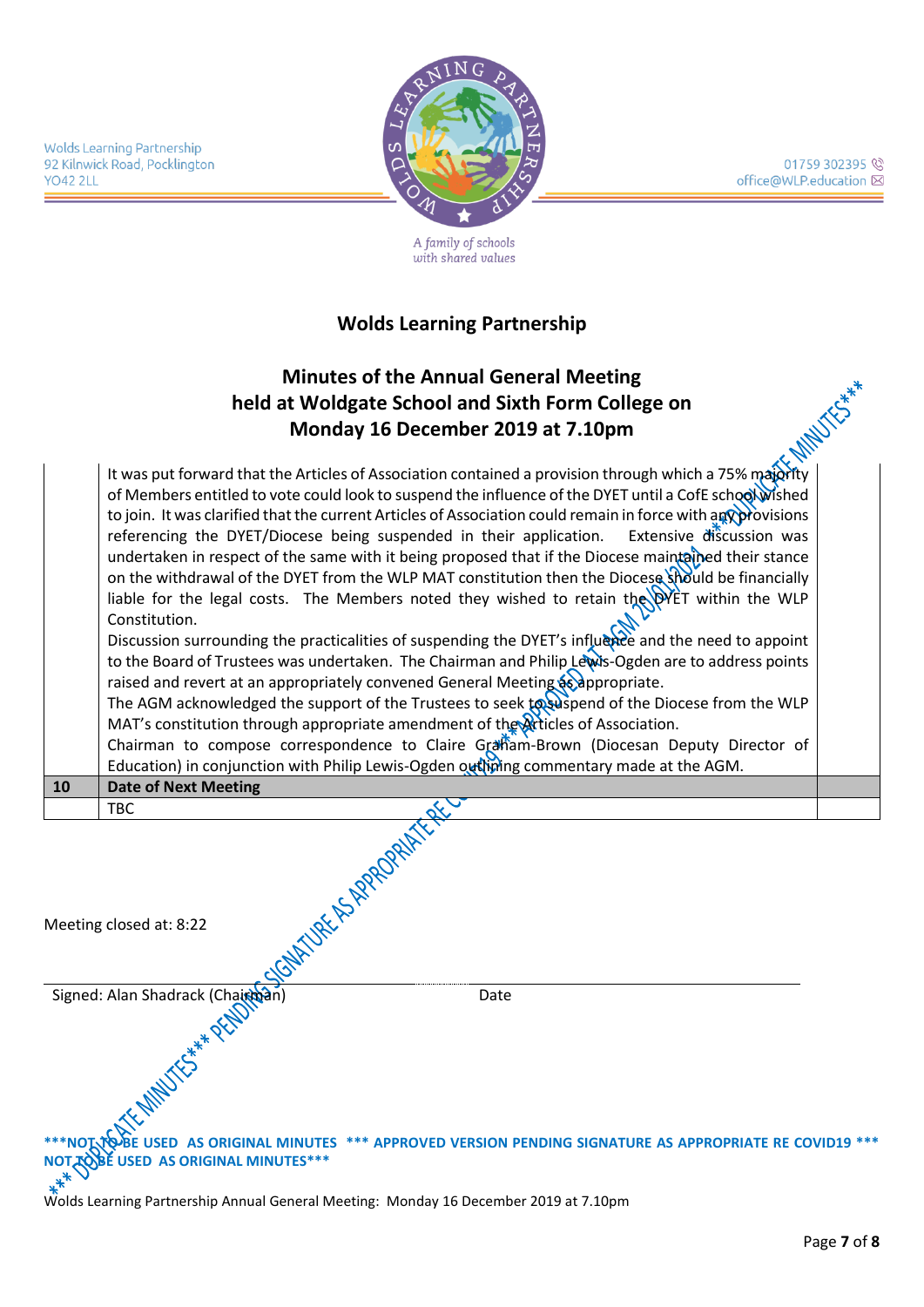Wolds Learning Partnership
92 Kilnwick Road, Pocklington
YO42 2LL

01759 302395
office@WLP.education

*A family of schools with shared values*

## Wolds Learning Partnership

## Minutes of the Annual General Meeting held at Woldgate School and Sixth Form College on Monday 16 December 2019 at 7.10pm

| | | |
|---|---|---|
| | It was put forward that the Articles of Association contained a provision through which a 75% majority of Members entitled to vote could look to suspend the influence of the DYET until a CofE school wished to join. It was clarified that the current Articles of Association could remain in force with any provisions referencing the DYET/Diocese being suspended in their application. Extensive discussion was undertaken in respect of the same with it being proposed that if the Diocese maintained their stance on the withdrawal of the DYET from the WLP MAT constitution then the Diocese should be financially liable for the legal costs. The Members noted they wished to retain the DYET within the WLP Constitution.<br>Discussion surrounding the practicalities of suspending the DYET's influence and the need to appoint to the Board of Trustees was undertaken. The Chairman and Philip Lewis-Ogden are to address points raised and revert at an appropriately convened General Meeting as appropriate.<br>The AGM acknowledged the support of the Trustees to seek to suspend of the Diocese from the WLP MAT's constitution through appropriate amendment of the Articles of Association.<br>Chairman to compose correspondence to Claire Graham-Brown (Diocesan Deputy Director of Education) in conjunction with Philip Lewis-Ogden outlining commentary made at the AGM. | |
| **10** | **Date of Next Meeting** | |
| | TBC | |

Meeting closed at: 8:22

Signed: Alan Shadrack (Chairman) &nbsp;&nbsp;&nbsp;&nbsp;&nbsp;&nbsp;&nbsp;&nbsp; Date

***\*\*\*NOT TO BE USED AS ORIGINAL MINUTES \*\*\* APPROVED VERSION PENDING SIGNATURE AS APPROPRIATE RE COVID19 \*\*\* NOT TO BE USED AS ORIGINAL MINUTES\*\*\****

\*\*\* DUPLICATE MINUTES \*\*\* PENDING SIGNATURE AS APPROPRIATE RE COVID19 \*\*\* APPROVED AT AGM 20/01/2021 \*\*\* DUPLICATE MINUTES\*\*\*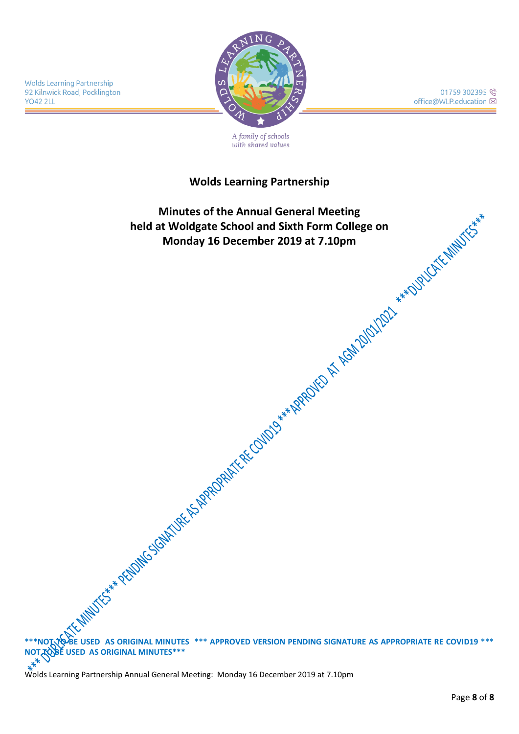Wolds Learning Partnership
92 Kilnwick Road, Pocklington
YO42 2LL

01759 302395
office@WLP.education

A family of schools
with shared values

## Wolds Learning Partnership

## Minutes of the Annual General Meeting held at Woldgate School and Sixth Form College on Monday 16 December 2019 at 7.10pm

*** DUPLICATE MINUTES*** PENDING SIGNATURE AS APPROPRIATE RE COVID19 *** APPROVED AT AGM 20/01/2021 ***DUPLICATE MINUTES***

***NOT TO BE USED AS ORIGINAL MINUTES *** APPROVED VERSION PENDING SIGNATURE AS APPROPRIATE RE COVID19 *** NOT TO BE USED AS ORIGINAL MINUTES***